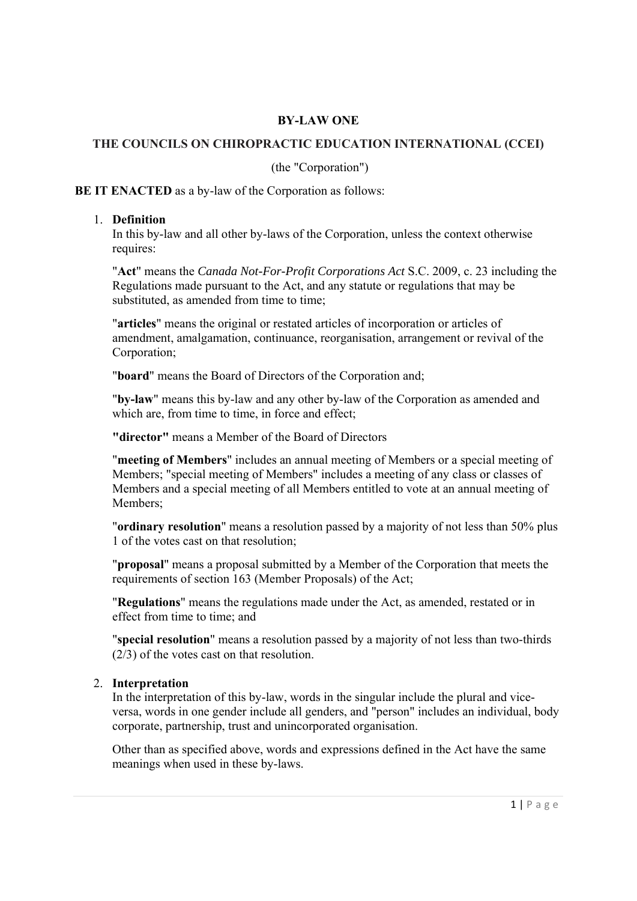# BY-LAW ONE

## THE COUNCILS ON CHIROPRACTIC EDUCATION INTERNATIONAL (CCEI)

(the "Corporation")

**BE IT ENACTED** as a by-law of the Corporation as follows:

1. **Definition**

   In this by-law and all other by-laws of the Corporation, unless the context otherwise requires:

   "**Act**" means the *Canada Not-For-Profit Corporations Act* S.C. 2009, c. 23 including the Regulations made pursuant to the Act, and any statute or regulations that may be substituted, as amended from time to time;

   "**articles**" means the original or restated articles of incorporation or articles of amendment, amalgamation, continuance, reorganisation, arrangement or revival of the Corporation;

   "**board**" means the Board of Directors of the Corporation and;

   "**by-law**" means this by-law and any other by-law of the Corporation as amended and which are, from time to time, in force and effect;

   **"director"** means a Member of the Board of Directors

   "**meeting of Members**" includes an annual meeting of Members or a special meeting of Members; "special meeting of Members" includes a meeting of any class or classes of Members and a special meeting of all Members entitled to vote at an annual meeting of Members;

   "**ordinary resolution**" means a resolution passed by a majority of not less than 50% plus 1 of the votes cast on that resolution;

   "**proposal**" means a proposal submitted by a Member of the Corporation that meets the requirements of section 163 (Member Proposals) of the Act;

   "**Regulations**" means the regulations made under the Act, as amended, restated or in effect from time to time; and

   "**special resolution**" means a resolution passed by a majority of not less than two-thirds (2/3) of the votes cast on that resolution.

2. **Interpretation**

   In the interpretation of this by-law, words in the singular include the plural and vice-versa, words in one gender include all genders, and "person" includes an individual, body corporate, partnership, trust and unincorporated organisation.

   Other than as specified above, words and expressions defined in the Act have the same meanings when used in these by-laws.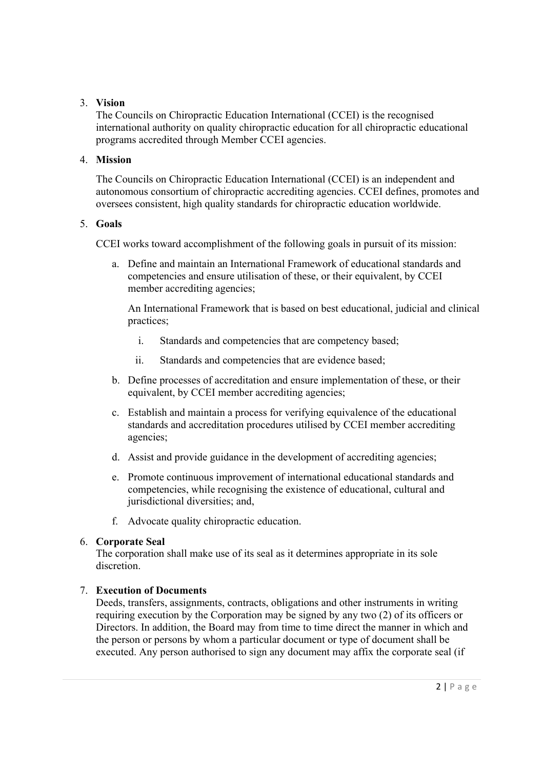3. **Vision**
   The Councils on Chiropractic Education International (CCEI) is the recognised international authority on quality chiropractic education for all chiropractic educational programs accredited through Member CCEI agencies.

4. **Mission**

   The Councils on Chiropractic Education International (CCEI) is an independent and autonomous consortium of chiropractic accrediting agencies. CCEI defines, promotes and oversees consistent, high quality standards for chiropractic education worldwide.

5. **Goals**

   CCEI works toward accomplishment of the following goals in pursuit of its mission:

   a. Define and maintain an International Framework of educational standards and competencies and ensure utilisation of these, or their equivalent, by CCEI member accrediting agencies;

      An International Framework that is based on best educational, judicial and clinical practices;

      i. Standards and competencies that are competency based;

      ii. Standards and competencies that are evidence based;

   b. Define processes of accreditation and ensure implementation of these, or their equivalent, by CCEI member accrediting agencies;

   c. Establish and maintain a process for verifying equivalence of the educational standards and accreditation procedures utilised by CCEI member accrediting agencies;

   d. Assist and provide guidance in the development of accrediting agencies;

   e. Promote continuous improvement of international educational standards and competencies, while recognising the existence of educational, cultural and jurisdictional diversities; and,

   f. Advocate quality chiropractic education.

6. **Corporate Seal**
   The corporation shall make use of its seal as it determines appropriate in its sole discretion.

7. **Execution of Documents**
   Deeds, transfers, assignments, contracts, obligations and other instruments in writing requiring execution by the Corporation may be signed by any two (2) of its officers or Directors. In addition, the Board may from time to time direct the manner in which and the person or persons by whom a particular document or type of document shall be executed. Any person authorised to sign any document may affix the corporate seal (if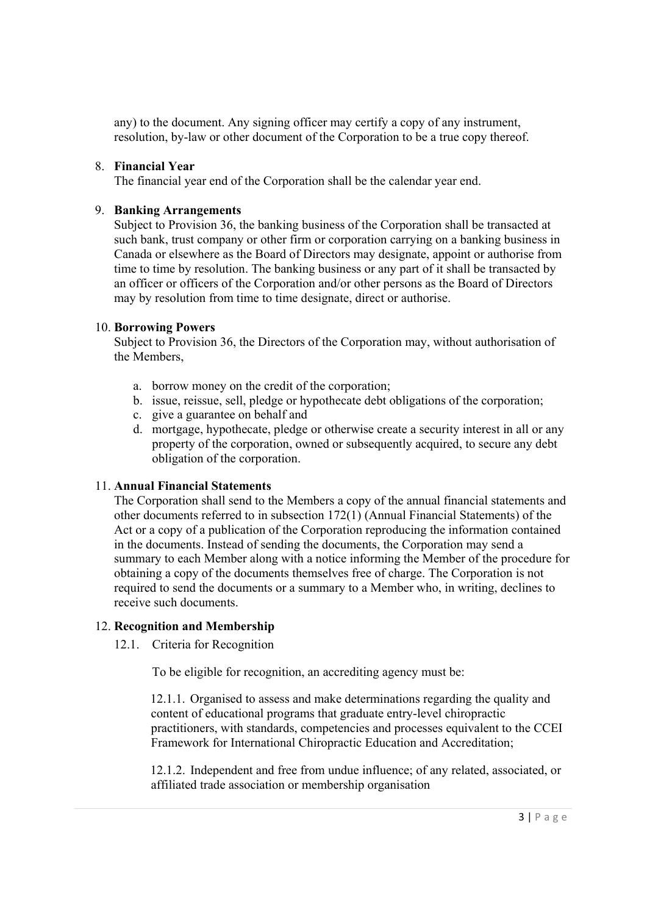any) to the document. Any signing officer may certify a copy of any instrument, resolution, by-law or other document of the Corporation to be a true copy thereof.

8. **Financial Year**
   The financial year end of the Corporation shall be the calendar year end.

9. **Banking Arrangements**
   Subject to Provision 36, the banking business of the Corporation shall be transacted at such bank, trust company or other firm or corporation carrying on a banking business in Canada or elsewhere as the Board of Directors may designate, appoint or authorise from time to time by resolution. The banking business or any part of it shall be transacted by an officer or officers of the Corporation and/or other persons as the Board of Directors may by resolution from time to time designate, direct or authorise.

10. **Borrowing Powers**
    Subject to Provision 36, the Directors of the Corporation may, without authorisation of the Members,

    a. borrow money on the credit of the corporation;
    b. issue, reissue, sell, pledge or hypothecate debt obligations of the corporation;
    c. give a guarantee on behalf and
    d. mortgage, hypothecate, pledge or otherwise create a security interest in all or any property of the corporation, owned or subsequently acquired, to secure any debt obligation of the corporation.

11. **Annual Financial Statements**
    The Corporation shall send to the Members a copy of the annual financial statements and other documents referred to in subsection 172(1) (Annual Financial Statements) of the Act or a copy of a publication of the Corporation reproducing the information contained in the documents. Instead of sending the documents, the Corporation may send a summary to each Member along with a notice informing the Member of the procedure for obtaining a copy of the documents themselves free of charge. The Corporation is not required to send the documents or a summary to a Member who, in writing, declines to receive such documents.

12. **Recognition and Membership**

    12.1. Criteria for Recognition

    To be eligible for recognition, an accrediting agency must be:

    12.1.1. Organised to assess and make determinations regarding the quality and content of educational programs that graduate entry-level chiropractic practitioners, with standards, competencies and processes equivalent to the CCEI Framework for International Chiropractic Education and Accreditation;

    12.1.2. Independent and free from undue influence; of any related, associated, or affiliated trade association or membership organisation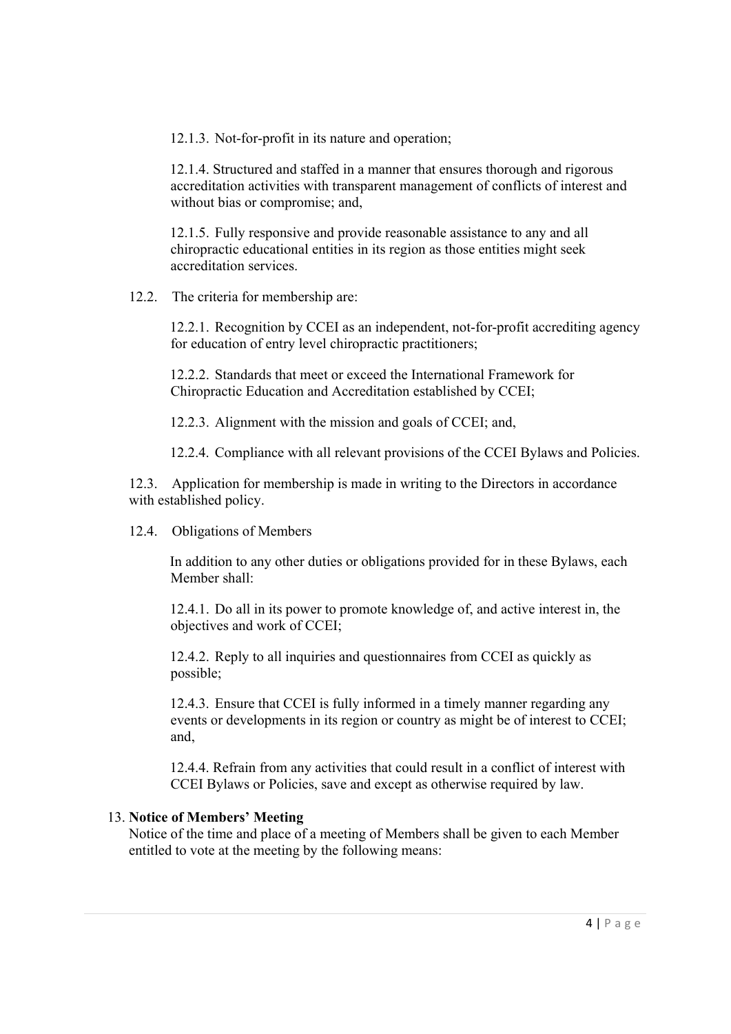12.1.3. Not-for-profit in its nature and operation;

12.1.4. Structured and staffed in a manner that ensures thorough and rigorous accreditation activities with transparent management of conflicts of interest and without bias or compromise; and,

12.1.5. Fully responsive and provide reasonable assistance to any and all chiropractic educational entities in its region as those entities might seek accreditation services.

12.2. The criteria for membership are:

12.2.1. Recognition by CCEI as an independent, not-for-profit accrediting agency for education of entry level chiropractic practitioners;

12.2.2. Standards that meet or exceed the International Framework for Chiropractic Education and Accreditation established by CCEI;

12.2.3. Alignment with the mission and goals of CCEI; and,

12.2.4. Compliance with all relevant provisions of the CCEI Bylaws and Policies.

12.3. Application for membership is made in writing to the Directors in accordance with established policy.

12.4. Obligations of Members

In addition to any other duties or obligations provided for in these Bylaws, each Member shall:

12.4.1. Do all in its power to promote knowledge of, and active interest in, the objectives and work of CCEI;

12.4.2. Reply to all inquiries and questionnaires from CCEI as quickly as possible;

12.4.3. Ensure that CCEI is fully informed in a timely manner regarding any events or developments in its region or country as might be of interest to CCEI; and,

12.4.4. Refrain from any activities that could result in a conflict of interest with CCEI Bylaws or Policies, save and except as otherwise required by law.

13. **Notice of Members' Meeting**

Notice of the time and place of a meeting of Members shall be given to each Member entitled to vote at the meeting by the following means: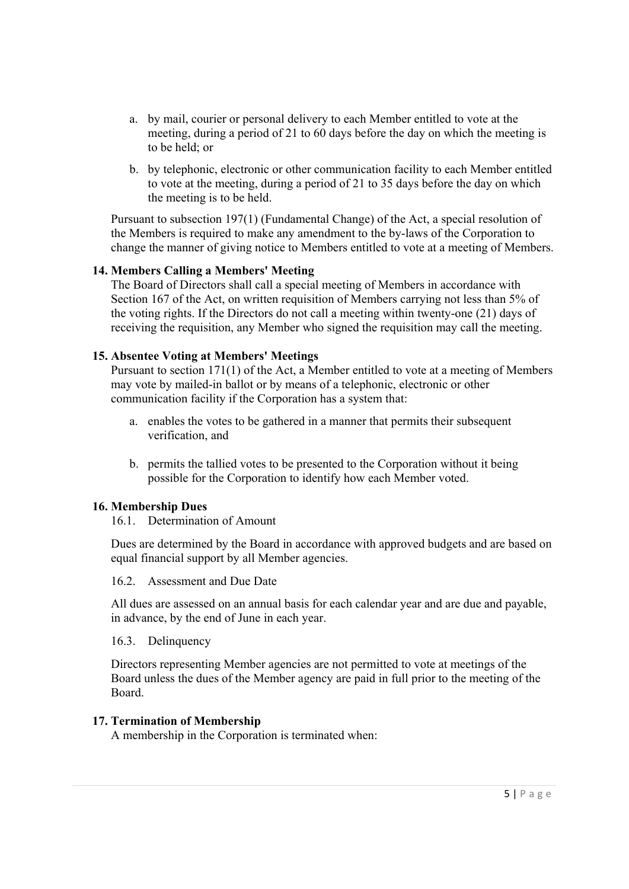a. by mail, courier or personal delivery to each Member entitled to vote at the meeting, during a period of 21 to 60 days before the day on which the meeting is to be held; or

b. by telephonic, electronic or other communication facility to each Member entitled to vote at the meeting, during a period of 21 to 35 days before the day on which the meeting is to be held.

Pursuant to subsection 197(1) (Fundamental Change) of the Act, a special resolution of the Members is required to make any amendment to the by-laws of the Corporation to change the manner of giving notice to Members entitled to vote at a meeting of Members.

### 14. Members Calling a Members' Meeting

The Board of Directors shall call a special meeting of Members in accordance with Section 167 of the Act, on written requisition of Members carrying not less than 5% of the voting rights. If the Directors do not call a meeting within twenty-one (21) days of receiving the requisition, any Member who signed the requisition may call the meeting.

### 15. Absentee Voting at Members' Meetings

Pursuant to section 171(1) of the Act, a Member entitled to vote at a meeting of Members may vote by mailed-in ballot or by means of a telephonic, electronic or other communication facility if the Corporation has a system that:

a. enables the votes to be gathered in a manner that permits their subsequent verification, and

b. permits the tallied votes to be presented to the Corporation without it being possible for the Corporation to identify how each Member voted.

### 16. Membership Dues

16.1. Determination of Amount

Dues are determined by the Board in accordance with approved budgets and are based on equal financial support by all Member agencies.

16.2. Assessment and Due Date

All dues are assessed on an annual basis for each calendar year and are due and payable, in advance, by the end of June in each year.

16.3. Delinquency

Directors representing Member agencies are not permitted to vote at meetings of the Board unless the dues of the Member agency are paid in full prior to the meeting of the Board.

### 17. Termination of Membership

A membership in the Corporation is terminated when: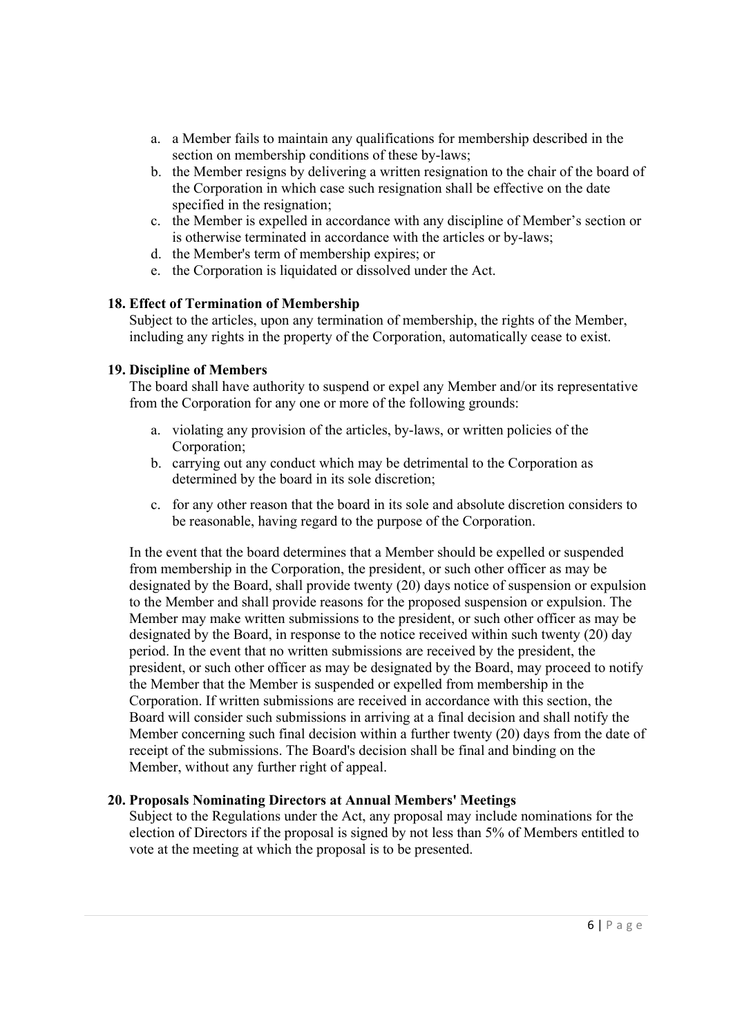a. a Member fails to maintain any qualifications for membership described in the section on membership conditions of these by-laws;
b. the Member resigns by delivering a written resignation to the chair of the board of the Corporation in which case such resignation shall be effective on the date specified in the resignation;
c. the Member is expelled in accordance with any discipline of Member's section or is otherwise terminated in accordance with the articles or by-laws;
d. the Member's term of membership expires; or
e. the Corporation is liquidated or dissolved under the Act.

**18. Effect of Termination of Membership**

Subject to the articles, upon any termination of membership, the rights of the Member, including any rights in the property of the Corporation, automatically cease to exist.

**19. Discipline of Members**

The board shall have authority to suspend or expel any Member and/or its representative from the Corporation for any one or more of the following grounds:

a. violating any provision of the articles, by-laws, or written policies of the Corporation;
b. carrying out any conduct which may be detrimental to the Corporation as determined by the board in its sole discretion;
c. for any other reason that the board in its sole and absolute discretion considers to be reasonable, having regard to the purpose of the Corporation.

In the event that the board determines that a Member should be expelled or suspended from membership in the Corporation, the president, or such other officer as may be designated by the Board, shall provide twenty (20) days notice of suspension or expulsion to the Member and shall provide reasons for the proposed suspension or expulsion. The Member may make written submissions to the president, or such other officer as may be designated by the Board, in response to the notice received within such twenty (20) day period. In the event that no written submissions are received by the president, the president, or such other officer as may be designated by the Board, may proceed to notify the Member that the Member is suspended or expelled from membership in the Corporation. If written submissions are received in accordance with this section, the Board will consider such submissions in arriving at a final decision and shall notify the Member concerning such final decision within a further twenty (20) days from the date of receipt of the submissions. The Board's decision shall be final and binding on the Member, without any further right of appeal.

**20. Proposals Nominating Directors at Annual Members' Meetings**

Subject to the Regulations under the Act, any proposal may include nominations for the election of Directors if the proposal is signed by not less than 5% of Members entitled to vote at the meeting at which the proposal is to be presented.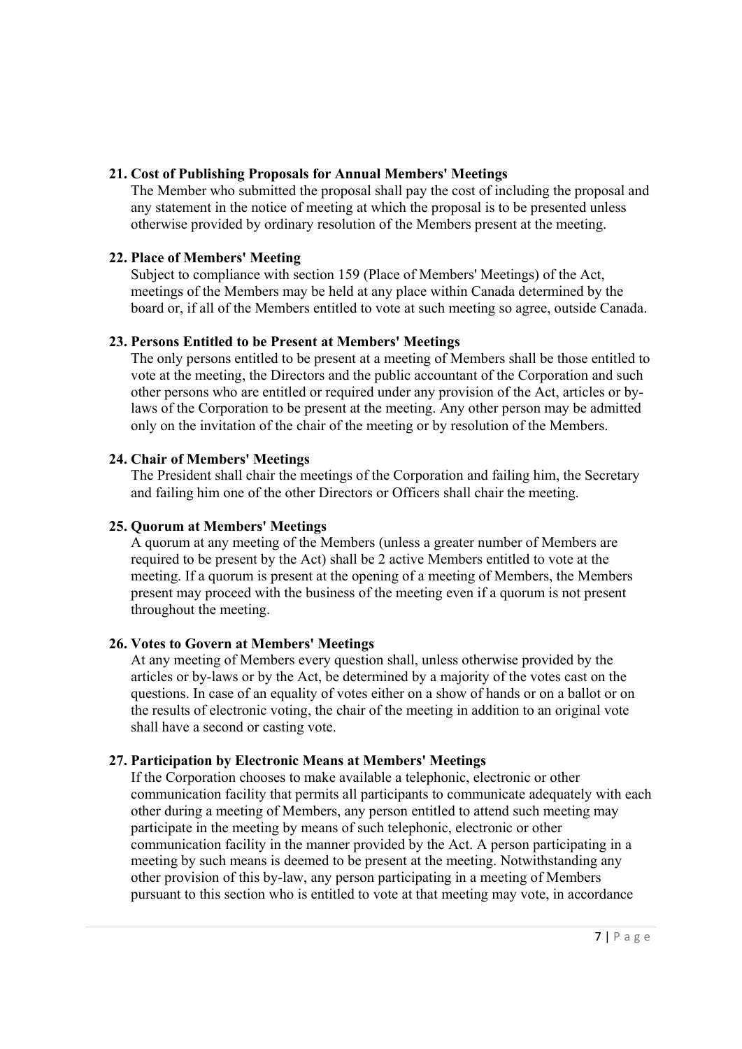**21. Cost of Publishing Proposals for Annual Members' Meetings**

The Member who submitted the proposal shall pay the cost of including the proposal and any statement in the notice of meeting at which the proposal is to be presented unless otherwise provided by ordinary resolution of the Members present at the meeting.

**22. Place of Members' Meeting**

Subject to compliance with section 159 (Place of Members' Meetings) of the Act, meetings of the Members may be held at any place within Canada determined by the board or, if all of the Members entitled to vote at such meeting so agree, outside Canada.

**23. Persons Entitled to be Present at Members' Meetings**

The only persons entitled to be present at a meeting of Members shall be those entitled to vote at the meeting, the Directors and the public accountant of the Corporation and such other persons who are entitled or required under any provision of the Act, articles or by-laws of the Corporation to be present at the meeting. Any other person may be admitted only on the invitation of the chair of the meeting or by resolution of the Members.

**24. Chair of Members' Meetings**

The President shall chair the meetings of the Corporation and failing him, the Secretary and failing him one of the other Directors or Officers shall chair the meeting.

**25. Quorum at Members' Meetings**

A quorum at any meeting of the Members (unless a greater number of Members are required to be present by the Act) shall be 2 active Members entitled to vote at the meeting. If a quorum is present at the opening of a meeting of Members, the Members present may proceed with the business of the meeting even if a quorum is not present throughout the meeting.

**26. Votes to Govern at Members' Meetings**

At any meeting of Members every question shall, unless otherwise provided by the articles or by-laws or by the Act, be determined by a majority of the votes cast on the questions. In case of an equality of votes either on a show of hands or on a ballot or on the results of electronic voting, the chair of the meeting in addition to an original vote shall have a second or casting vote.

**27. Participation by Electronic Means at Members' Meetings**

If the Corporation chooses to make available a telephonic, electronic or other communication facility that permits all participants to communicate adequately with each other during a meeting of Members, any person entitled to attend such meeting may participate in the meeting by means of such telephonic, electronic or other communication facility in the manner provided by the Act. A person participating in a meeting by such means is deemed to be present at the meeting. Notwithstanding any other provision of this by-law, any person participating in a meeting of Members pursuant to this section who is entitled to vote at that meeting may vote, in accordance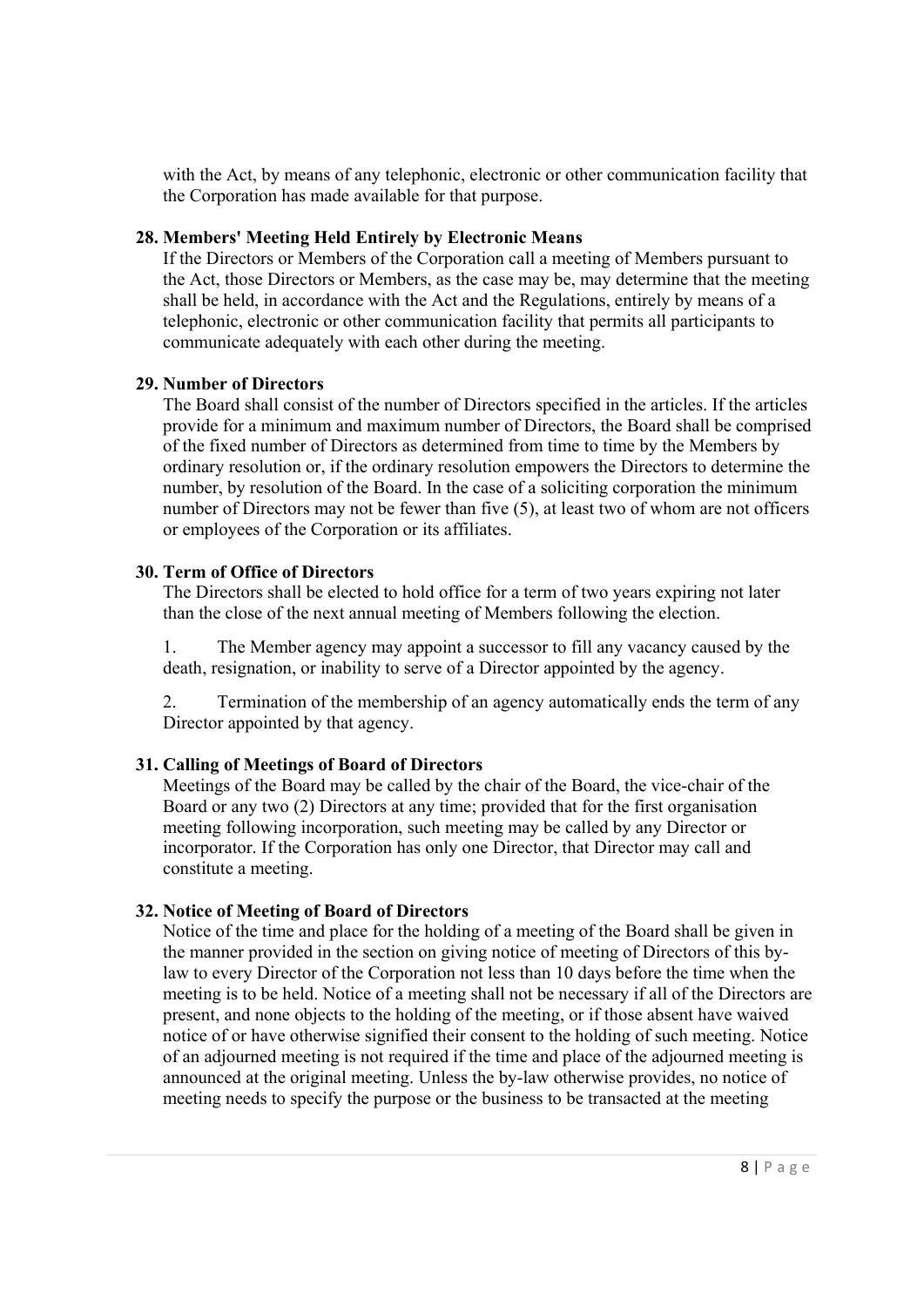with the Act, by means of any telephonic, electronic or other communication facility that the Corporation has made available for that purpose.

**28. Members' Meeting Held Entirely by Electronic Means**

If the Directors or Members of the Corporation call a meeting of Members pursuant to the Act, those Directors or Members, as the case may be, may determine that the meeting shall be held, in accordance with the Act and the Regulations, entirely by means of a telephonic, electronic or other communication facility that permits all participants to communicate adequately with each other during the meeting.

**29. Number of Directors**

The Board shall consist of the number of Directors specified in the articles. If the articles provide for a minimum and maximum number of Directors, the Board shall be comprised of the fixed number of Directors as determined from time to time by the Members by ordinary resolution or, if the ordinary resolution empowers the Directors to determine the number, by resolution of the Board. In the case of a soliciting corporation the minimum number of Directors may not be fewer than five (5), at least two of whom are not officers or employees of the Corporation or its affiliates.

**30. Term of Office of Directors**

The Directors shall be elected to hold office for a term of two years expiring not later than the close of the next annual meeting of Members following the election.

1. The Member agency may appoint a successor to fill any vacancy caused by the death, resignation, or inability to serve of a Director appointed by the agency.

2. Termination of the membership of an agency automatically ends the term of any Director appointed by that agency.

**31. Calling of Meetings of Board of Directors**

Meetings of the Board may be called by the chair of the Board, the vice-chair of the Board or any two (2) Directors at any time; provided that for the first organisation meeting following incorporation, such meeting may be called by any Director or incorporator. If the Corporation has only one Director, that Director may call and constitute a meeting.

**32. Notice of Meeting of Board of Directors**

Notice of the time and place for the holding of a meeting of the Board shall be given in the manner provided in the section on giving notice of meeting of Directors of this by-law to every Director of the Corporation not less than 10 days before the time when the meeting is to be held. Notice of a meeting shall not be necessary if all of the Directors are present, and none objects to the holding of the meeting, or if those absent have waived notice of or have otherwise signified their consent to the holding of such meeting. Notice of an adjourned meeting is not required if the time and place of the adjourned meeting is announced at the original meeting. Unless the by-law otherwise provides, no notice of meeting needs to specify the purpose or the business to be transacted at the meeting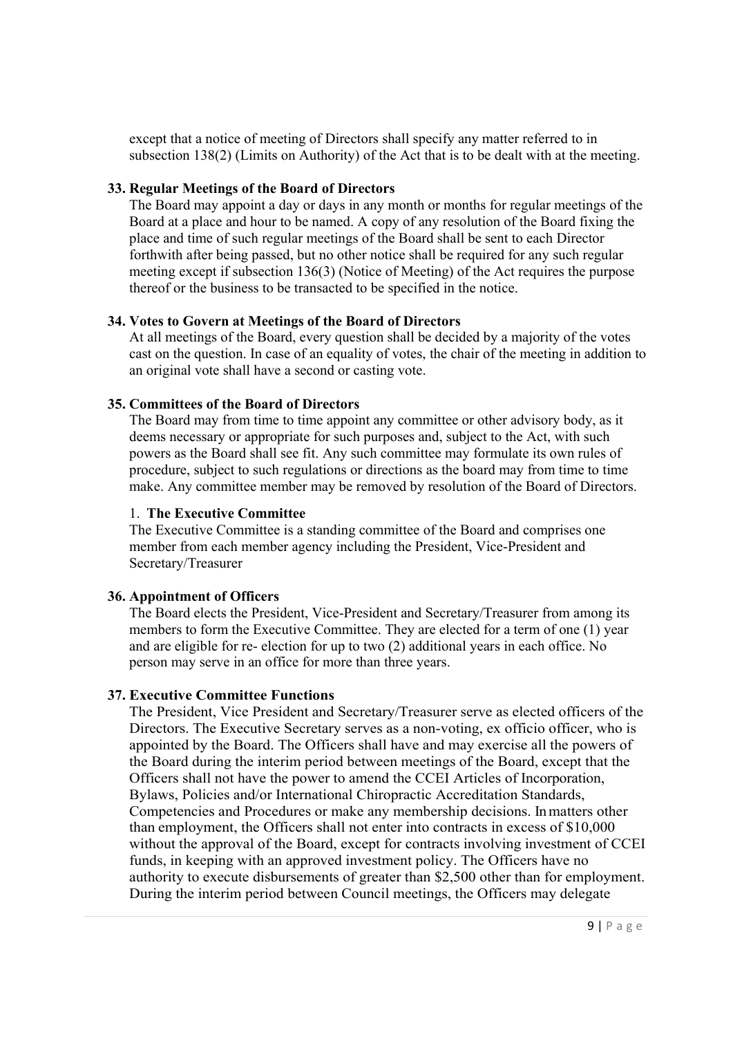except that a notice of meeting of Directors shall specify any matter referred to in subsection 138(2) (Limits on Authority) of the Act that is to be dealt with at the meeting.

**33. Regular Meetings of the Board of Directors**

The Board may appoint a day or days in any month or months for regular meetings of the Board at a place and hour to be named. A copy of any resolution of the Board fixing the place and time of such regular meetings of the Board shall be sent to each Director forthwith after being passed, but no other notice shall be required for any such regular meeting except if subsection 136(3) (Notice of Meeting) of the Act requires the purpose thereof or the business to be transacted to be specified in the notice.

**34. Votes to Govern at Meetings of the Board of Directors**

At all meetings of the Board, every question shall be decided by a majority of the votes cast on the question. In case of an equality of votes, the chair of the meeting in addition to an original vote shall have a second or casting vote.

**35. Committees of the Board of Directors**

The Board may from time to time appoint any committee or other advisory body, as it deems necessary or appropriate for such purposes and, subject to the Act, with such powers as the Board shall see fit. Any such committee may formulate its own rules of procedure, subject to such regulations or directions as the board may from time to time make. Any committee member may be removed by resolution of the Board of Directors.

1. **The Executive Committee**

The Executive Committee is a standing committee of the Board and comprises one member from each member agency including the President, Vice-President and Secretary/Treasurer

**36. Appointment of Officers**

The Board elects the President, Vice-President and Secretary/Treasurer from among its members to form the Executive Committee. They are elected for a term of one (1) year and are eligible for re- election for up to two (2) additional years in each office. No person may serve in an office for more than three years.

**37. Executive Committee Functions**

The President, Vice President and Secretary/Treasurer serve as elected officers of the Directors. The Executive Secretary serves as a non-voting, ex officio officer, who is appointed by the Board. The Officers shall have and may exercise all the powers of the Board during the interim period between meetings of the Board, except that the Officers shall not have the power to amend the CCEI Articles of Incorporation, Bylaws, Policies and/or International Chiropractic Accreditation Standards, Competencies and Procedures or make any membership decisions. In matters other than employment, the Officers shall not enter into contracts in excess of $10,000 without the approval of the Board, except for contracts involving investment of CCEI funds, in keeping with an approved investment policy. The Officers have no authority to execute disbursements of greater than $2,500 other than for employment. During the interim period between Council meetings, the Officers may delegate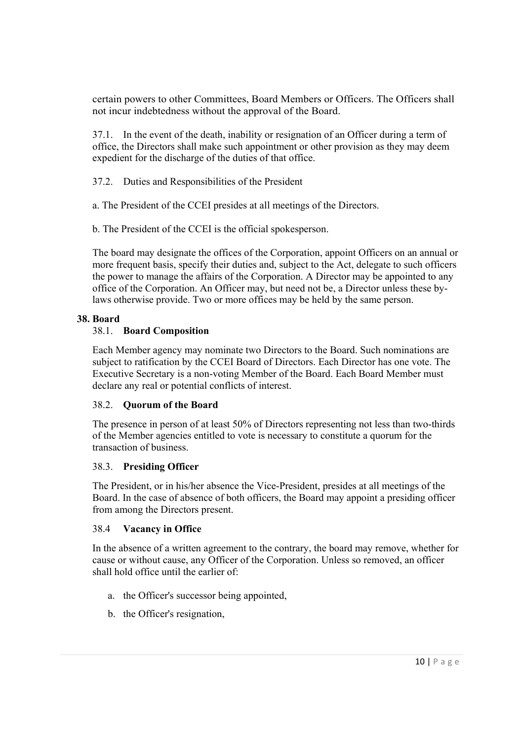certain powers to other Committees, Board Members or Officers. The Officers shall not incur indebtedness without the approval of the Board.

37.1. In the event of the death, inability or resignation of an Officer during a term of office, the Directors shall make such appointment or other provision as they may deem expedient for the discharge of the duties of that office.

37.2. Duties and Responsibilities of the President

a. The President of the CCEI presides at all meetings of the Directors.

b. The President of the CCEI is the official spokesperson.

The board may designate the offices of the Corporation, appoint Officers on an annual or more frequent basis, specify their duties and, subject to the Act, delegate to such officers the power to manage the affairs of the Corporation. A Director may be appointed to any office of the Corporation. An Officer may, but need not be, a Director unless these by-laws otherwise provide. Two or more offices may be held by the same person.

## 38. Board

### 38.1. Board Composition

Each Member agency may nominate two Directors to the Board. Such nominations are subject to ratification by the CCEI Board of Directors. Each Director has one vote. The Executive Secretary is a non-voting Member of the Board. Each Board Member must declare any real or potential conflicts of interest.

### 38.2. Quorum of the Board

The presence in person of at least 50% of Directors representing not less than two-thirds of the Member agencies entitled to vote is necessary to constitute a quorum for the transaction of business.

### 38.3. Presiding Officer

The President, or in his/her absence the Vice-President, presides at all meetings of the Board. In the case of absence of both officers, the Board may appoint a presiding officer from among the Directors present.

### 38.4 Vacancy in Office

In the absence of a written agreement to the contrary, the board may remove, whether for cause or without cause, any Officer of the Corporation. Unless so removed, an officer shall hold office until the earlier of:

a. the Officer's successor being appointed,

b. the Officer's resignation,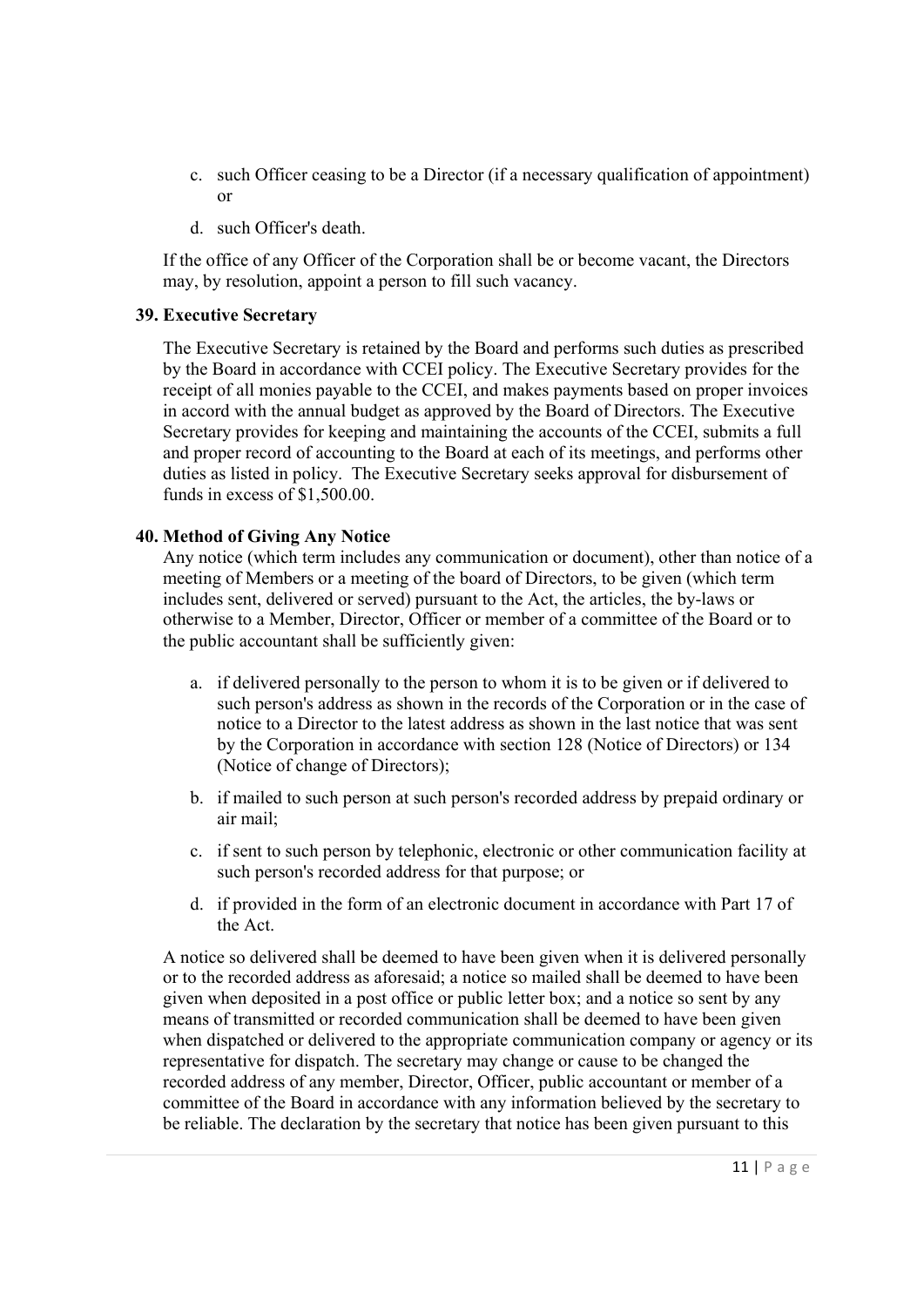c. such Officer ceasing to be a Director (if a necessary qualification of appointment) or

d. such Officer's death.

If the office of any Officer of the Corporation shall be or become vacant, the Directors may, by resolution, appoint a person to fill such vacancy.

### 39. Executive Secretary

The Executive Secretary is retained by the Board and performs such duties as prescribed by the Board in accordance with CCEI policy. The Executive Secretary provides for the receipt of all monies payable to the CCEI, and makes payments based on proper invoices in accord with the annual budget as approved by the Board of Directors. The Executive Secretary provides for keeping and maintaining the accounts of the CCEI, submits a full and proper record of accounting to the Board at each of its meetings, and performs other duties as listed in policy. The Executive Secretary seeks approval for disbursement of funds in excess of $1,500.00.

### 40. Method of Giving Any Notice

Any notice (which term includes any communication or document), other than notice of a meeting of Members or a meeting of the board of Directors, to be given (which term includes sent, delivered or served) pursuant to the Act, the articles, the by-laws or otherwise to a Member, Director, Officer or member of a committee of the Board or to the public accountant shall be sufficiently given:

a. if delivered personally to the person to whom it is to be given or if delivered to such person's address as shown in the records of the Corporation or in the case of notice to a Director to the latest address as shown in the last notice that was sent by the Corporation in accordance with section 128 (Notice of Directors) or 134 (Notice of change of Directors);

b. if mailed to such person at such person's recorded address by prepaid ordinary or air mail;

c. if sent to such person by telephonic, electronic or other communication facility at such person's recorded address for that purpose; or

d. if provided in the form of an electronic document in accordance with Part 17 of the Act.

A notice so delivered shall be deemed to have been given when it is delivered personally or to the recorded address as aforesaid; a notice so mailed shall be deemed to have been given when deposited in a post office or public letter box; and a notice so sent by any means of transmitted or recorded communication shall be deemed to have been given when dispatched or delivered to the appropriate communication company or agency or its representative for dispatch. The secretary may change or cause to be changed the recorded address of any member, Director, Officer, public accountant or member of a committee of the Board in accordance with any information believed by the secretary to be reliable. The declaration by the secretary that notice has been given pursuant to this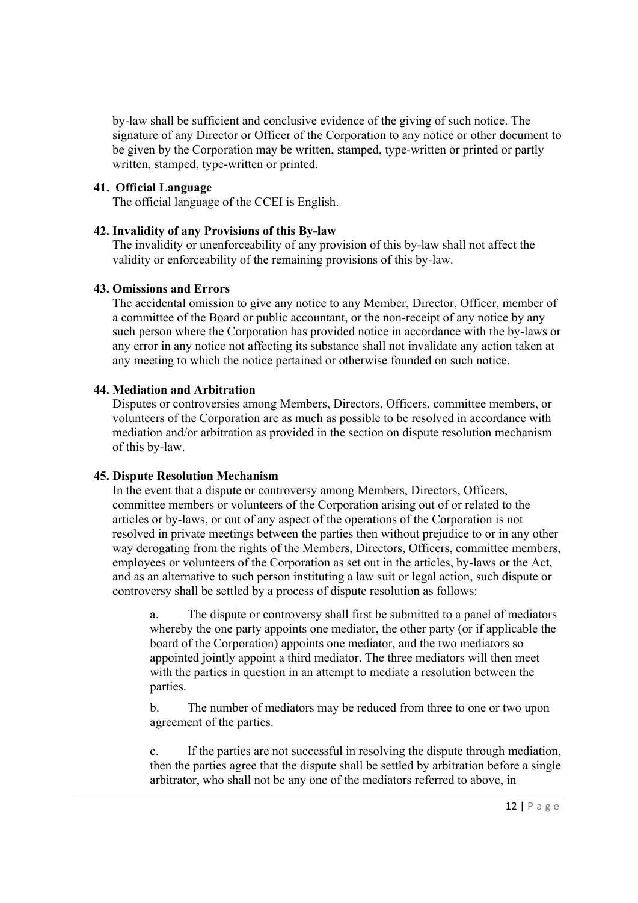by-law shall be sufficient and conclusive evidence of the giving of such notice. The signature of any Director or Officer of the Corporation to any notice or other document to be given by the Corporation may be written, stamped, type-written or printed or partly written, stamped, type-written or printed.

**41. Official Language**

The official language of the CCEI is English.

**42. Invalidity of any Provisions of this By-law**

The invalidity or unenforceability of any provision of this by-law shall not affect the validity or enforceability of the remaining provisions of this by-law.

**43. Omissions and Errors**

The accidental omission to give any notice to any Member, Director, Officer, member of a committee of the Board or public accountant, or the non-receipt of any notice by any such person where the Corporation has provided notice in accordance with the by-laws or any error in any notice not affecting its substance shall not invalidate any action taken at any meeting to which the notice pertained or otherwise founded on such notice.

**44. Mediation and Arbitration**

Disputes or controversies among Members, Directors, Officers, committee members, or volunteers of the Corporation are as much as possible to be resolved in accordance with mediation and/or arbitration as provided in the section on dispute resolution mechanism of this by-law.

**45. Dispute Resolution Mechanism**

In the event that a dispute or controversy among Members, Directors, Officers, committee members or volunteers of the Corporation arising out of or related to the articles or by-laws, or out of any aspect of the operations of the Corporation is not resolved in private meetings between the parties then without prejudice to or in any other way derogating from the rights of the Members, Directors, Officers, committee members, employees or volunteers of the Corporation as set out in the articles, by-laws or the Act, and as an alternative to such person instituting a law suit or legal action, such dispute or controversy shall be settled by a process of dispute resolution as follows:

a. The dispute or controversy shall first be submitted to a panel of mediators whereby the one party appoints one mediator, the other party (or if applicable the board of the Corporation) appoints one mediator, and the two mediators so appointed jointly appoint a third mediator. The three mediators will then meet with the parties in question in an attempt to mediate a resolution between the parties.

b. The number of mediators may be reduced from three to one or two upon agreement of the parties.

c. If the parties are not successful in resolving the dispute through mediation, then the parties agree that the dispute shall be settled by arbitration before a single arbitrator, who shall not be any one of the mediators referred to above, in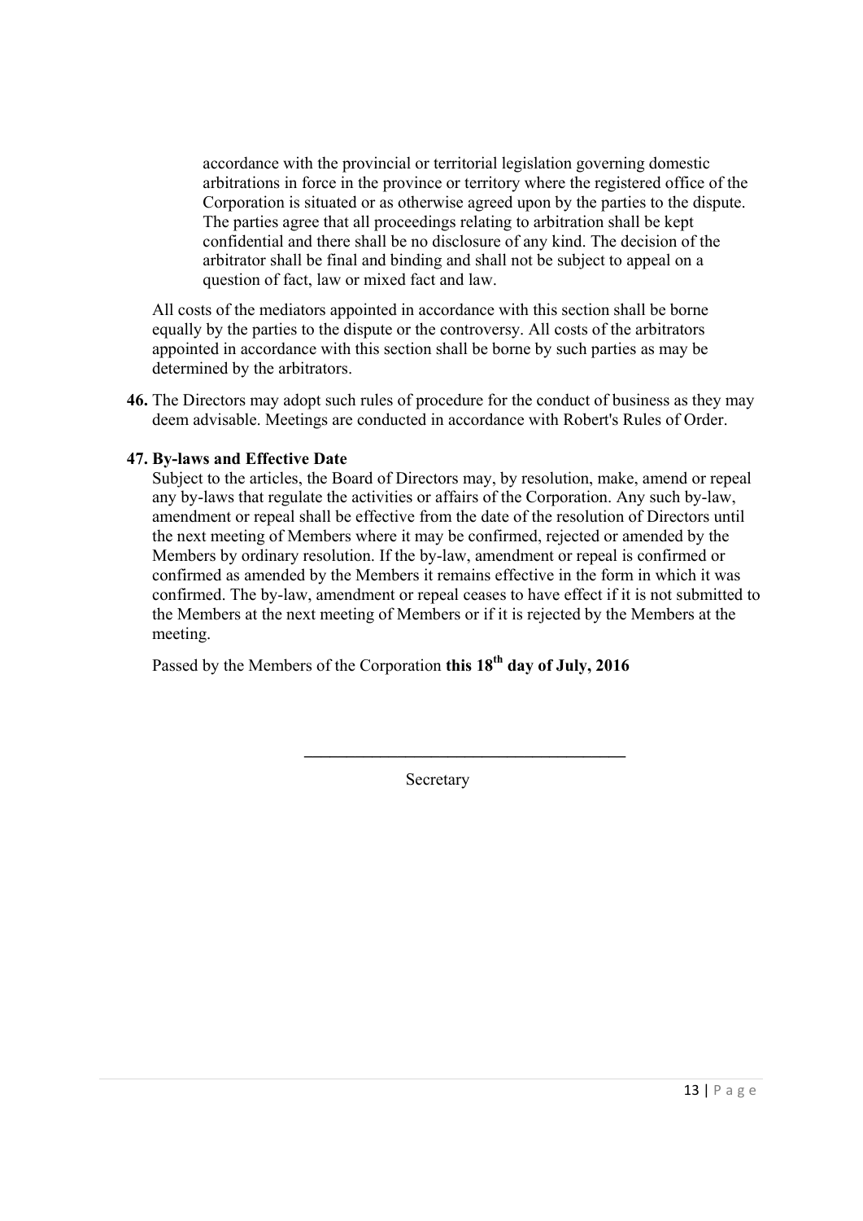accordance with the provincial or territorial legislation governing domestic arbitrations in force in the province or territory where the registered office of the Corporation is situated or as otherwise agreed upon by the parties to the dispute. The parties agree that all proceedings relating to arbitration shall be kept confidential and there shall be no disclosure of any kind. The decision of the arbitrator shall be final and binding and shall not be subject to appeal on a question of fact, law or mixed fact and law.

All costs of the mediators appointed in accordance with this section shall be borne equally by the parties to the dispute or the controversy. All costs of the arbitrators appointed in accordance with this section shall be borne by such parties as may be determined by the arbitrators.

**46.** The Directors may adopt such rules of procedure for the conduct of business as they may deem advisable. Meetings are conducted in accordance with Robert's Rules of Order.

**47. By-laws and Effective Date**

Subject to the articles, the Board of Directors may, by resolution, make, amend or repeal any by-laws that regulate the activities or affairs of the Corporation. Any such by-law, amendment or repeal shall be effective from the date of the resolution of Directors until the next meeting of Members where it may be confirmed, rejected or amended by the Members by ordinary resolution. If the by-law, amendment or repeal is confirmed or confirmed as amended by the Members it remains effective in the form in which it was confirmed. The by-law, amendment or repeal ceases to have effect if it is not submitted to the Members at the next meeting of Members or if it is rejected by the Members at the meeting.

Passed by the Members of the Corporation **this 18th day of July, 2016**

\_\_\_\_\_\_\_\_\_\_\_\_\_\_\_\_\_\_\_\_\_\_\_\_\_\_\_\_\_\_\_\_\_\_\_\_

Secretary